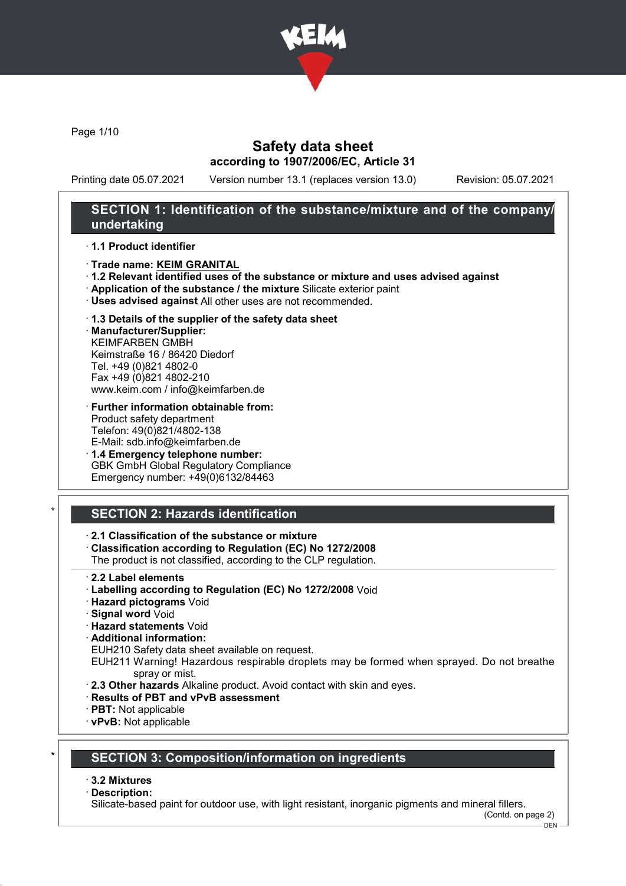# Safety data sheet

**according to 1907/2006/EC, Article 31**

Printing date 05.07.2021 Version number 13.1 (replaces version 13.0) Revision: 05.07.2021

## SECTION 1: Identification of the substance/mixture and of the company/undertaking

- **1.1 Product identifier**
- **Trade name: KEIM GRANITAL**
- **1.2 Relevant identified uses of the substance or mixture and uses advised against**
- **Application of the substance / the mixture** Silicate exterior paint
- **Uses advised against** All other uses are not recommended.
- **1.3 Details of the supplier of the safety data sheet**
- **Manufacturer/Supplier:**
  KEIMFARBEN GMBH
  Keimstraße 16 / 86420 Diedorf
  Tel. +49 (0)821 4802-0
  Fax +49 (0)821 4802-210
  www.keim.com / info@keimfarben.de
- **Further information obtainable from:**
  Product safety department
  Telefon: 49(0)821/4802-138
  E-Mail: sdb.info@keimfarben.de
- **1.4 Emergency telephone number:**
  GBK GmbH Global Regulatory Compliance
  Emergency number: +49(0)6132/84463

## * SECTION 2: Hazards identification

- **2.1 Classification of the substance or mixture**
- **Classification according to Regulation (EC) No 1272/2008**
  The product is not classified, according to the CLP regulation.
- **2.2 Label elements**
- **Labelling according to Regulation (EC) No 1272/2008** Void
- **Hazard pictograms** Void
- **Signal word** Void
- **Hazard statements** Void
- **Additional information:**
  EUH210 Safety data sheet available on request.
  EUH211 Warning! Hazardous respirable droplets may be formed when sprayed. Do not breathe spray or mist.
- **2.3 Other hazards** Alkaline product. Avoid contact with skin and eyes.
- **Results of PBT and vPvB assessment**
- **PBT:** Not applicable
- **vPvB:** Not applicable

## * SECTION 3: Composition/information on ingredients

- **3.2 Mixtures**
- **Description:**
  Silicate-based paint for outdoor use, with light resistant, inorganic pigments and mineral fillers.

(Contd. on page 2)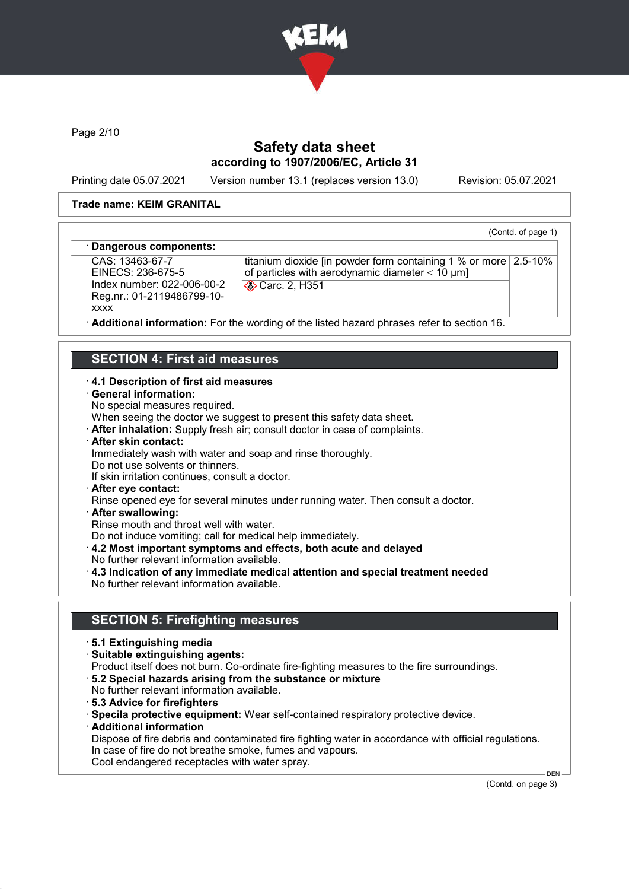Trade name: KEIM GRANITAL

(Contd. of page 1)

· **Dangerous components:**

| | | |
|---|---|---|
| CAS: 13463-67-7<br>EINECS: 236-675-5<br>Index number: 022-006-00-2<br>Reg.nr.: 01-2119486799-10-xxxx | titanium dioxide [in powder form containing 1 % or more of particles with aerodynamic diameter ≤ 10 μm]<br>Carc. 2, H351 | 2.5-10% |

· **Additional information:** For the wording of the listed hazard phrases refer to section 16.

## SECTION 4: First aid measures

· **4.1 Description of first aid measures**

· **General information:**
No special measures required.
When seeing the doctor we suggest to present this safety data sheet.

· **After inhalation:** Supply fresh air; consult doctor in case of complaints.

· **After skin contact:**
Immediately wash with water and soap and rinse thoroughly.
Do not use solvents or thinners.
If skin irritation continues, consult a doctor.

· **After eye contact:**
Rinse opened eye for several minutes under running water. Then consult a doctor.

· **After swallowing:**
Rinse mouth and throat well with water.
Do not induce vomiting; call for medical help immediately.

· **4.2 Most important symptoms and effects, both acute and delayed**
No further relevant information available.

· **4.3 Indication of any immediate medical attention and special treatment needed**
No further relevant information available.

## SECTION 5: Firefighting measures

· **5.1 Extinguishing media**

· **Suitable extinguishing agents:**
Product itself does not burn. Co-ordinate fire-fighting measures to the fire surroundings.

· **5.2 Special hazards arising from the substance or mixture**
No further relevant information available.

· **5.3 Advice for firefighters**

· **Specila protective equipment:** Wear self-contained respiratory protective device.

· **Additional information**
Dispose of fire debris and contaminated fire fighting water in accordance with official regulations.
In case of fire do not breathe smoke, fumes and vapours.
Cool endangered receptacles with water spray.

(Contd. on page 3)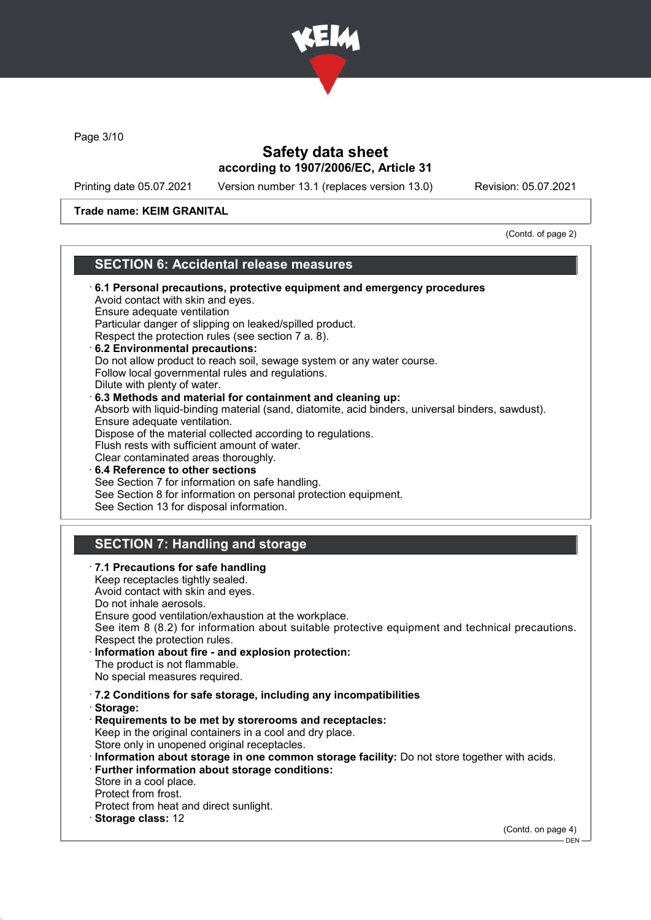Trade name: KEIM GRANITAL

(Contd. of page 2)

## SECTION 6: Accidental release measures

· **6.1 Personal precautions, protective equipment and emergency procedures**
Avoid contact with skin and eyes.
Ensure adequate ventilation
Particular danger of slipping on leaked/spilled product.
Respect the protection rules (see section 7 a. 8).

· **6.2 Environmental precautions:**
Do not allow product to reach soil, sewage system or any water course.
Follow local governmental rules and regulations.
Dilute with plenty of water.

· **6.3 Methods and material for containment and cleaning up:**
Absorb with liquid-binding material (sand, diatomite, acid binders, universal binders, sawdust).
Ensure adequate ventilation.
Dispose of the material collected according to regulations.
Flush rests with sufficient amount of water.
Clear contaminated areas thoroughly.

· **6.4 Reference to other sections**
See Section 7 for information on safe handling.
See Section 8 for information on personal protection equipment.
See Section 13 for disposal information.

## SECTION 7: Handling and storage

· **7.1 Precautions for safe handling**
Keep receptacles tightly sealed.
Avoid contact with skin and eyes.
Do not inhale aerosols.
Ensure good ventilation/exhaustion at the workplace.
See item 8 (8.2) for information about suitable protective equipment and technical precautions.
Respect the protection rules.

· **Information about fire - and explosion protection:**
The product is not flammable.
No special measures required.

· **7.2 Conditions for safe storage, including any incompatibilities**

· **Storage:**

· **Requirements to be met by storerooms and receptacles:**
Keep in the original containers in a cool and dry place.
Store only in unopened original receptacles.

· **Information about storage in one common storage facility:** Do not store together with acids.

· **Further information about storage conditions:**
Store in a cool place.
Protect from frost.
Protect from heat and direct sunlight.

· **Storage class:** 12

(Contd. on page 4)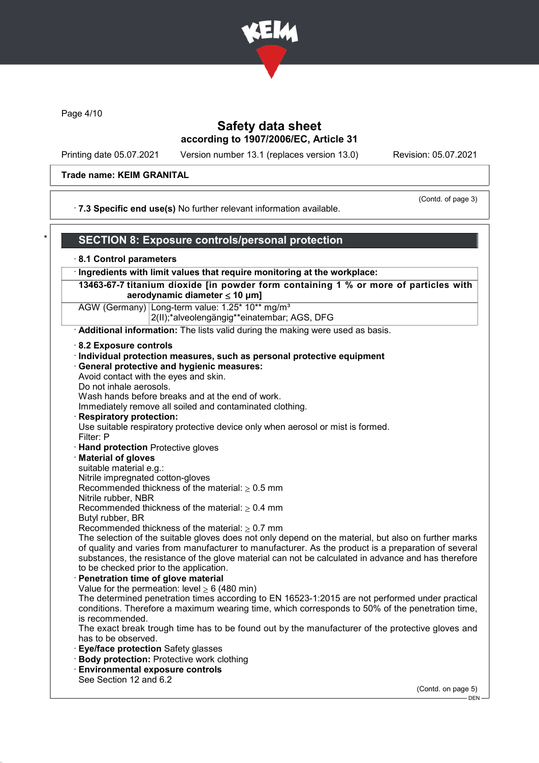Safety data sheet
according to 1907/2006/EC, Article 31

Printing date 05.07.2021 Version number 13.1 (replaces version 13.0) Revision: 05.07.2021

**Trade name: KEIM GRANITAL**

(Contd. of page 3)

· **7.3 Specific end use(s)** No further relevant information available.

\*

## SECTION 8: Exposure controls/personal protection

· **8.1 Control parameters**

| · **Ingredients with limit values that require monitoring at the workplace:** | |
|---|---|
| **13463-67-7 titanium dioxide [in powder form containing 1 % or more of particles with aerodynamic diameter ≤ 10 μm]** | |
| AGW (Germany) | Long-term value: 1.25\* 10\*\* mg/m³<br>2(II);\*alveolengängig\*\*einatembar; AGS, DFG |

· **Additional information:** The lists valid during the making were used as basis.

· **8.2 Exposure controls**
· **Individual protection measures, such as personal protective equipment**
· **General protective and hygienic measures:**
Avoid contact with the eyes and skin.
Do not inhale aerosols.
Wash hands before breaks and at the end of work.
Immediately remove all soiled and contaminated clothing.
· **Respiratory protection:**
Use suitable respiratory protective device only when aerosol or mist is formed.
Filter: P
· **Hand protection** Protective gloves
· **Material of gloves**
suitable material e.g.:
Nitrile impregnated cotton-gloves
Recommended thickness of the material: ≥ 0.5 mm
Nitrile rubber, NBR
Recommended thickness of the material: ≥ 0.4 mm
Butyl rubber, BR
Recommended thickness of the material: ≥ 0.7 mm
The selection of the suitable gloves does not only depend on the material, but also on further marks of quality and varies from manufacturer to manufacturer. As the product is a preparation of several substances, the resistance of the glove material can not be calculated in advance and has therefore to be checked prior to the application.
· **Penetration time of glove material**
Value for the permeation: level ≥ 6 (480 min)
The determined penetration times according to EN 16523-1:2015 are not performed under practical conditions. Therefore a maximum wearing time, which corresponds to 50% of the penetration time, is recommended.
The exact break trough time has to be found out by the manufacturer of the protective gloves and has to be observed.
· **Eye/face protection** Safety glasses
· **Body protection:** Protective work clothing
· **Environmental exposure controls**
See Section 12 and 6.2

(Contd. on page 5)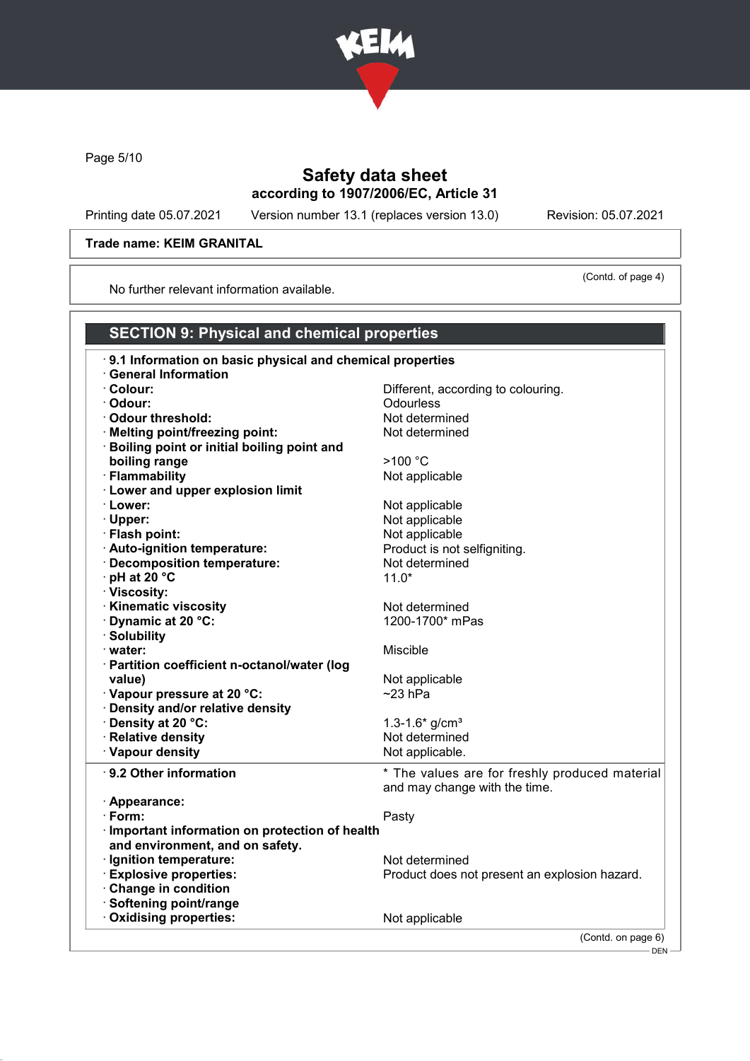**Trade name: KEIM GRANITAL**

(Contd. of page 4)

No further relevant information available.

## SECTION 9: Physical and chemical properties

| | |
|---|---|
| · **9.1 Information on basic physical and chemical properties** | |
| · **General Information** | |
| · **Colour:** | Different, according to colouring. |
| · **Odour:** | Odourless |
| · **Odour threshold:** | Not determined |
| · **Melting point/freezing point:** | Not determined |
| · **Boiling point or initial boiling point and boiling range** | >100 °C |
| · **Flammability** | Not applicable |
| · **Lower and upper explosion limit** | |
| · **Lower:** | Not applicable |
| · **Upper:** | Not applicable |
| · **Flash point:** | Not applicable |
| · **Auto-ignition temperature:** | Product is not selfigniting. |
| · **Decomposition temperature:** | Not determined |
| · **pH at 20 °C** | 11.0* |
| · **Viscosity:** | |
| · **Kinematic viscosity** | Not determined |
| · **Dynamic at 20 °C:** | 1200-1700* mPas |
| · **Solubility** | |
| · **water:** | Miscible |
| · **Partition coefficient n-octanol/water (log value)** | Not applicable |
| · **Vapour pressure at 20 °C:** | ~23 hPa |
| · **Density and/or relative density** | |
| · **Density at 20 °C:** | 1.3-1.6* g/cm³ |
| · **Relative density** | Not determined |
| · **Vapour density** | Not applicable. |
| · **9.2 Other information** | * The values are for freshly produced material and may change with the time. |
| · **Appearance:** | |
| · **Form:** | Pasty |
| · **Important information on protection of health and environment, and on safety.** | |
| · **Ignition temperature:** | Not determined |
| · **Explosive properties:** | Product does not present an explosion hazard. |
| · **Change in condition** | |
| · **Softening point/range** | |
| · **Oxidising properties:** | Not applicable |

(Contd. on page 6)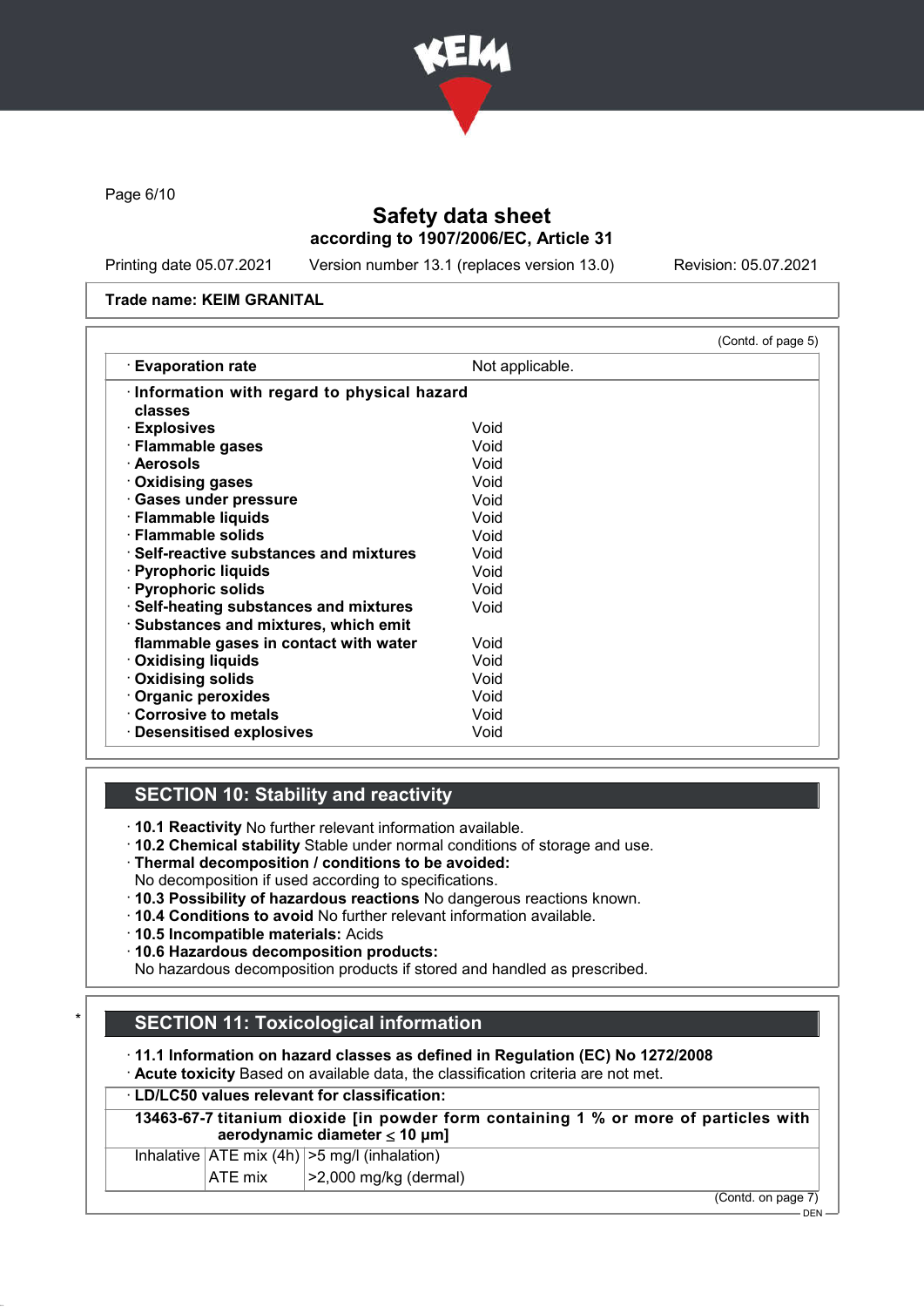Trade name: KEIM GRANITAL

(Contd. of page 5)

| | |
|---|---|
| · **Evaporation rate** | Not applicable. |
| · **Information with regard to physical hazard classes** | |
| · **Explosives** | Void |
| · **Flammable gases** | Void |
| · **Aerosols** | Void |
| · **Oxidising gases** | Void |
| · **Gases under pressure** | Void |
| · **Flammable liquids** | Void |
| · **Flammable solids** | Void |
| · **Self-reactive substances and mixtures** | Void |
| · **Pyrophoric liquids** | Void |
| · **Pyrophoric solids** | Void |
| · **Self-heating substances and mixtures** | Void |
| · **Substances and mixtures, which emit flammable gases in contact with water** | Void |
| · **Oxidising liquids** | Void |
| · **Oxidising solids** | Void |
| · **Organic peroxides** | Void |
| · **Corrosive to metals** | Void |
| · **Desensitised explosives** | Void |

## SECTION 10: Stability and reactivity

- **10.1 Reactivity** No further relevant information available.
- **10.2 Chemical stability** Stable under normal conditions of storage and use.
- **Thermal decomposition / conditions to be avoided:**
  No decomposition if used according to specifications.
- **10.3 Possibility of hazardous reactions** No dangerous reactions known.
- **10.4 Conditions to avoid** No further relevant information available.
- **10.5 Incompatible materials:** Acids
- **10.6 Hazardous decomposition products:**
  No hazardous decomposition products if stored and handled as prescribed.

## SECTION 11: Toxicological information

- **11.1 Information on hazard classes as defined in Regulation (EC) No 1272/2008**
- **Acute toxicity** Based on available data, the classification criteria are not met.

| · **LD/LC50 values relevant for classification:** | | |
|---|---|---|
| **13463-67-7 titanium dioxide [in powder form containing 1 % or more of particles with aerodynamic diameter ≤ 10 μm]** | | |
| Inhalative | ATE mix (4h) | >5 mg/l (inhalation) |
| | ATE mix | >2,000 mg/kg (dermal) |

(Contd. on page 7)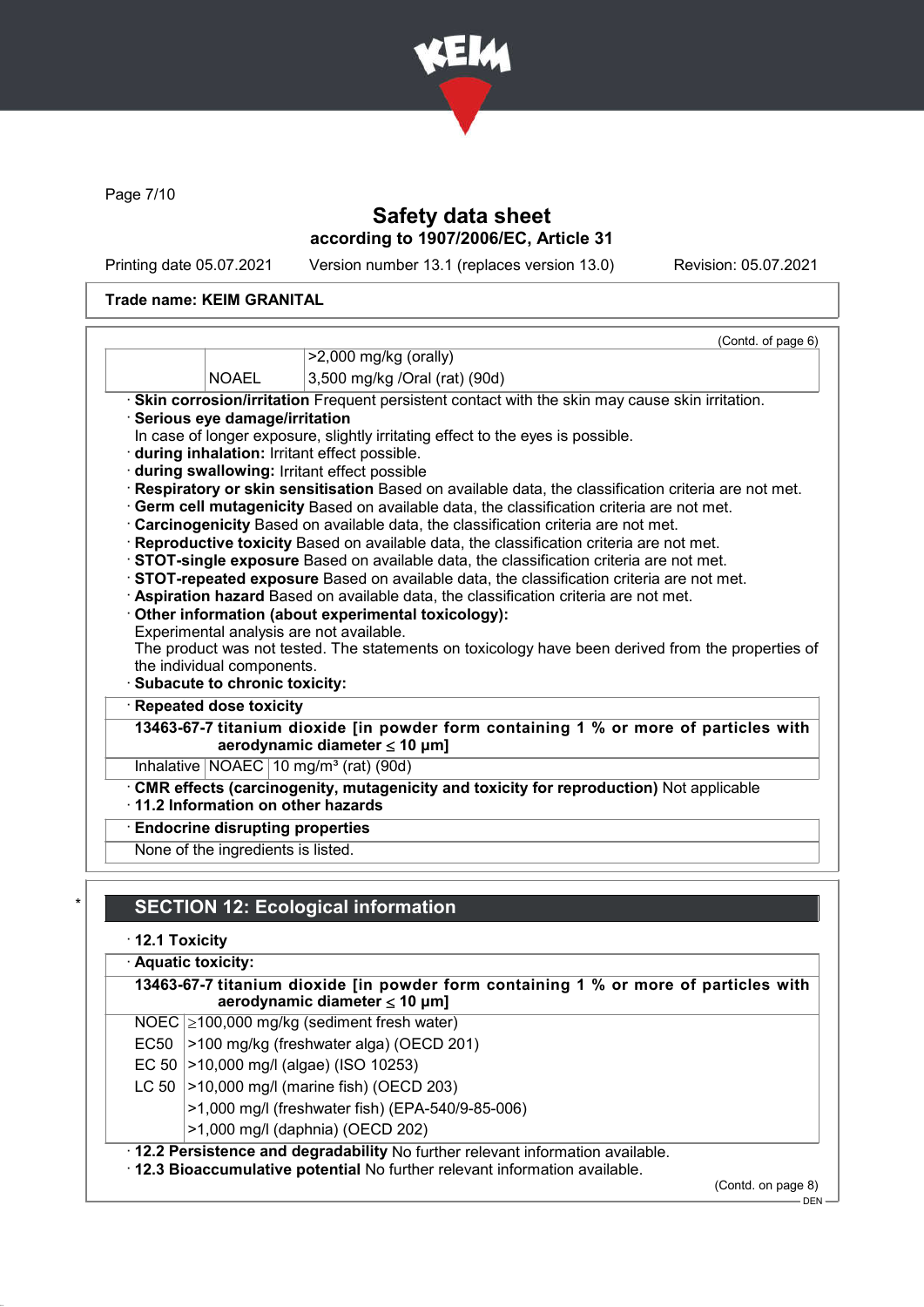**Trade name: KEIM GRANITAL**

(Contd. of page 6)

| | | |
|---|---|---|
| | | >2,000 mg/kg (orally) |
| | NOAEL | 3,500 mg/kg /Oral (rat) (90d) |

· **Skin corrosion/irritation** Frequent persistent contact with the skin may cause skin irritation.
· **Serious eye damage/irritation**
In case of longer exposure, slightly irritating effect to the eyes is possible.
· **during inhalation:** Irritant effect possible.
· **during swallowing:** Irritant effect possible
· **Respiratory or skin sensitisation** Based on available data, the classification criteria are not met.
· **Germ cell mutagenicity** Based on available data, the classification criteria are not met.
· **Carcinogenicity** Based on available data, the classification criteria are not met.
· **Reproductive toxicity** Based on available data, the classification criteria are not met.
· **STOT-single exposure** Based on available data, the classification criteria are not met.
· **STOT-repeated exposure** Based on available data, the classification criteria are not met.
· **Aspiration hazard** Based on available data, the classification criteria are not met.
· **Other information (about experimental toxicology):**
Experimental analysis are not available.
The product was not tested. The statements on toxicology have been derived from the properties of the individual components.
· **Subacute to chronic toxicity:**

· **Repeated dose toxicity**

**13463-67-7 titanium dioxide [in powder form containing 1 % or more of particles with aerodynamic diameter ≤ 10 μm]**

| | | |
|---|---|---|
| Inhalative | NOAEC | 10 mg/m³ (rat) (90d) |

· **CMR effects (carcinogenity, mutagenicity and toxicity for reproduction)** Not applicable
· **11.2 Information on other hazards**

· **Endocrine disrupting properties**

None of the ingredients is listed.

## SECTION 12: Ecological information

· **12.1 Toxicity**

· **Aquatic toxicity:**

**13463-67-7 titanium dioxide [in powder form containing 1 % or more of particles with aerodynamic diameter ≤ 10 μm]**

| | |
|---|---|
| NOEC | ≥100,000 mg/kg (sediment fresh water) |
| EC50 | >100 mg/kg (freshwater alga) (OECD 201) |
| EC 50 | >10,000 mg/l (algae) (ISO 10253) |
| LC 50 | >10,000 mg/l (marine fish) (OECD 203) |
| | >1,000 mg/l (freshwater fish) (EPA-540/9-85-006) |
| | >1,000 mg/l (daphnia) (OECD 202) |

· **12.2 Persistence and degradability** No further relevant information available.
· **12.3 Bioaccumulative potential** No further relevant information available.

(Contd. on page 8)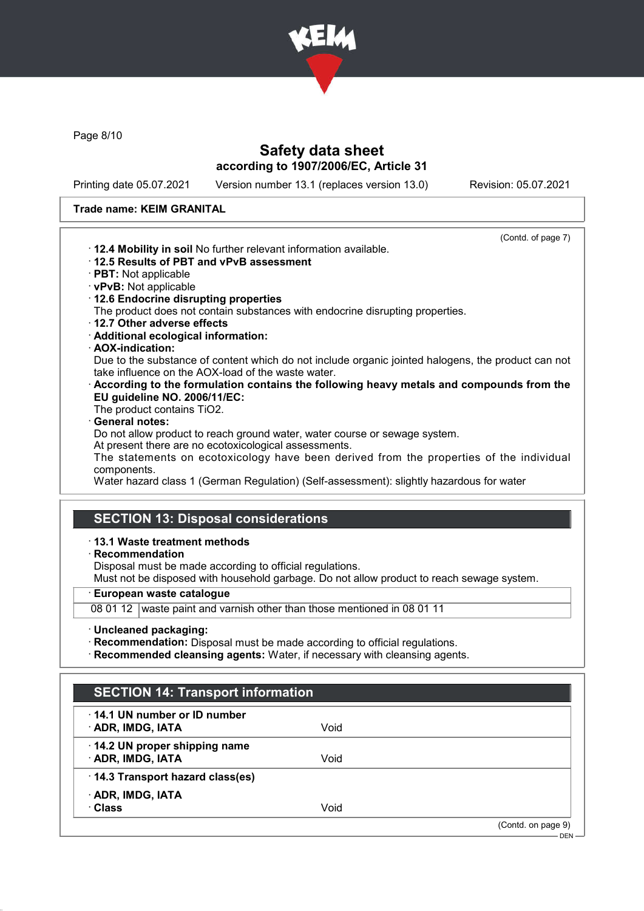# Safety data sheet
## according to 1907/2006/EC, Article 31

Printing date 05.07.2021 | Version number 13.1 (replaces version 13.0) | Revision: 05.07.2021

**Trade name: KEIM GRANITAL**

(Contd. of page 7)

- **12.4 Mobility in soil** No further relevant information available.
- **12.5 Results of PBT and vPvB assessment**
- **PBT:** Not applicable
- **vPvB:** Not applicable
- **12.6 Endocrine disrupting properties**
  The product does not contain substances with endocrine disrupting properties.
- **12.7 Other adverse effects**
- **Additional ecological information:**
- **AOX-indication:**
  Due to the substance of content which do not include organic jointed halogens, the product can not take influence on the AOX-load of the waste water.
- **According to the formulation contains the following heavy metals and compounds from the EU guideline NO. 2006/11/EC:**
  The product contains $TiO_2$.
- **General notes:**
  Do not allow product to reach ground water, water course or sewage system.
  At present there are no ecotoxicological assessments.
  The statements on ecotoxicology have been derived from the properties of the individual components.
  Water hazard class 1 (German Regulation) (Self-assessment): slightly hazardous for water

## SECTION 13: Disposal considerations

- **13.1 Waste treatment methods**
- **Recommendation**
  Disposal must be made according to official regulations.
  Must not be disposed with household garbage. Do not allow product to reach sewage system.

| **European waste catalogue** | |
|---|---|
| 08 01 12 | waste paint and varnish other than those mentioned in 08 01 11 |

- **Uncleaned packaging:**
- **Recommendation:** Disposal must be made according to official regulations.
- **Recommended cleansing agents:** Water, if necessary with cleansing agents.

## SECTION 14: Transport information

| | |
|---|---|
| **14.1 UN number or ID number** | |
| **ADR, IMDG, IATA** | Void |
| **14.2 UN proper shipping name** | |
| **ADR, IMDG, IATA** | Void |
| **14.3 Transport hazard class(es)** | |
| **ADR, IMDG, IATA** | |
| **Class** | Void |

(Contd. on page 9)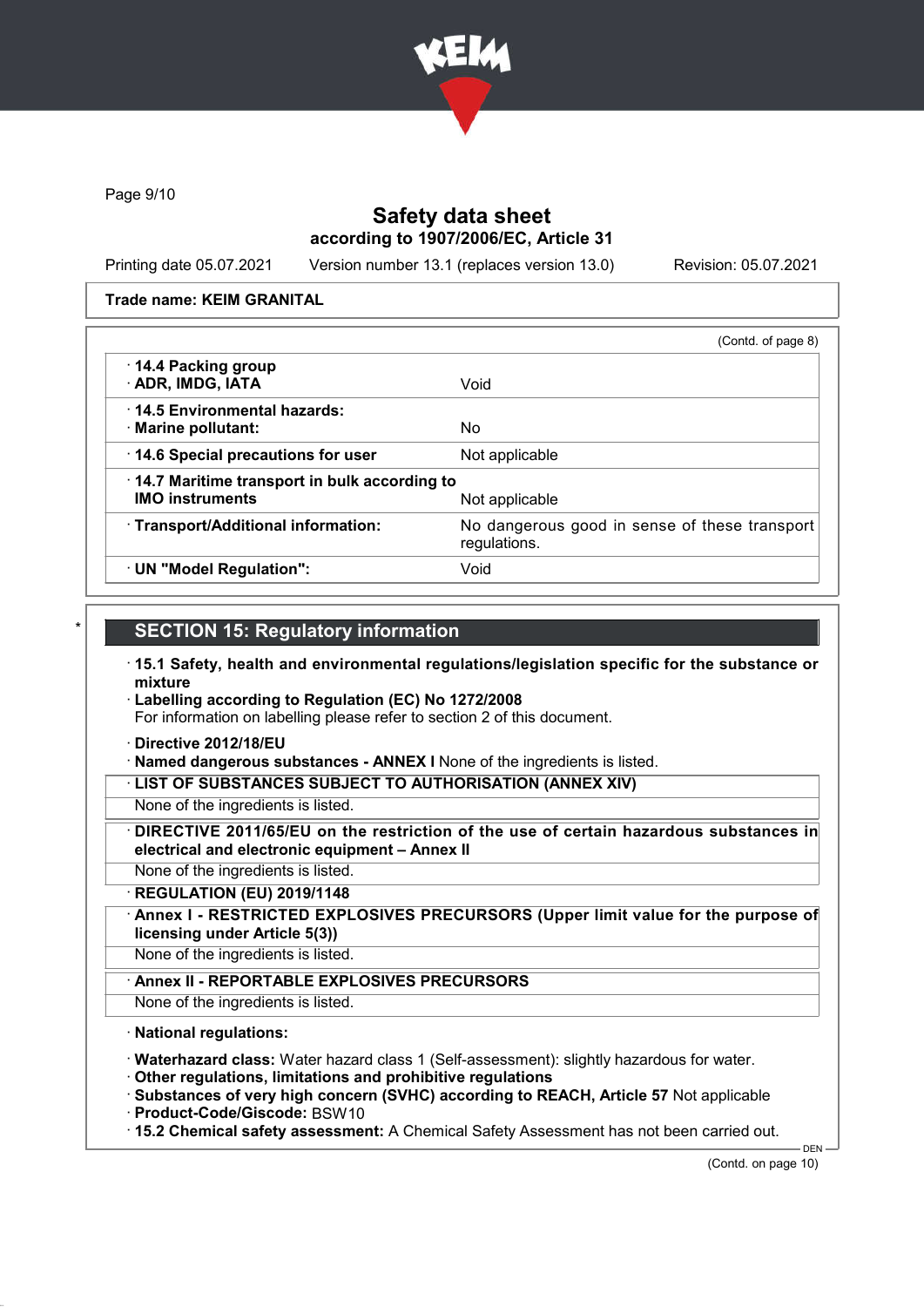Trade name: KEIM GRANITAL

(Contd. of page 8)

| | |
|---|---|
| · **14.4 Packing group** · **ADR, IMDG, IATA** | Void |
| · **14.5 Environmental hazards:** · **Marine pollutant:** | No |
| · **14.6 Special precautions for user** | Not applicable |
| · **14.7 Maritime transport in bulk according to IMO instruments** | Not applicable |
| · **Transport/Additional information:** | No dangerous good in sense of these transport regulations. |
| · **UN "Model Regulation":** | Void |

## SECTION 15: Regulatory information

· **15.1 Safety, health and environmental regulations/legislation specific for the substance or mixture**

· **Labelling according to Regulation (EC) No 1272/2008**
For information on labelling please refer to section 2 of this document.

· **Directive 2012/18/EU**

· **Named dangerous substances - ANNEX I** None of the ingredients is listed.

· **LIST OF SUBSTANCES SUBJECT TO AUTHORISATION (ANNEX XIV)**
None of the ingredients is listed.

· **DIRECTIVE 2011/65/EU on the restriction of the use of certain hazardous substances in electrical and electronic equipment – Annex II**
None of the ingredients is listed.

· **REGULATION (EU) 2019/1148**

· **Annex I - RESTRICTED EXPLOSIVES PRECURSORS (Upper limit value for the purpose of licensing under Article 5(3))**
None of the ingredients is listed.

· **Annex II - REPORTABLE EXPLOSIVES PRECURSORS**
None of the ingredients is listed.

· **National regulations:**

· **Waterhazard class:** Water hazard class 1 (Self-assessment): slightly hazardous for water.

· **Other regulations, limitations and prohibitive regulations**

· **Substances of very high concern (SVHC) according to REACH, Article 57** Not applicable

· **Product-Code/Giscode:** BSW10

· **15.2 Chemical safety assessment:** A Chemical Safety Assessment has not been carried out.

(Contd. on page 10)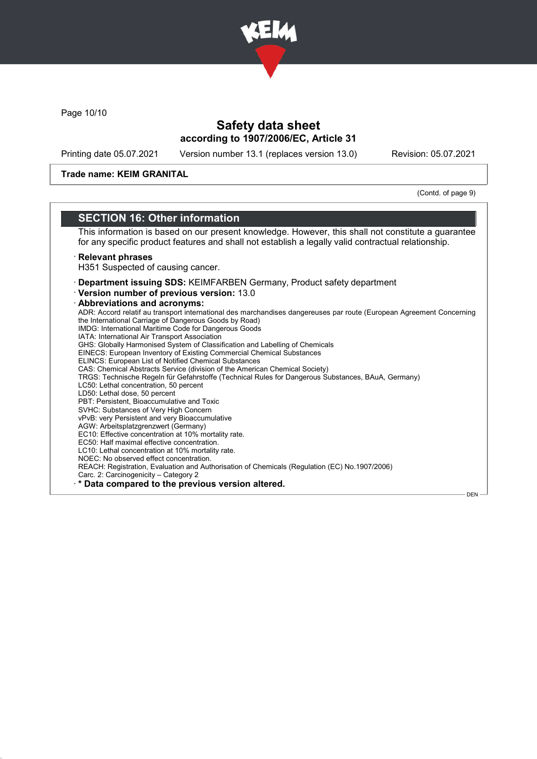# Safety data sheet
## according to 1907/2006/EC, Article 31

Printing date 05.07.2021 Version number 13.1 (replaces version 13.0) Revision: 05.07.2021

**Trade name: KEIM GRANITAL**

(Contd. of page 9)

## SECTION 16: Other information

This information is based on our present knowledge. However, this shall not constitute a guarantee for any specific product features and shall not establish a legally valid contractual relationship.

· **Relevant phrases**
H351 Suspected of causing cancer.

· **Department issuing SDS:** KEIMFARBEN Germany, Product safety department
· **Version number of previous version:** 13.0
· **Abbreviations and acronyms:**
ADR: Accord relatif au transport international des marchandises dangereuses par route (European Agreement Concerning the International Carriage of Dangerous Goods by Road)
IMDG: International Maritime Code for Dangerous Goods
IATA: International Air Transport Association
GHS: Globally Harmonised System of Classification and Labelling of Chemicals
EINECS: European Inventory of Existing Commercial Chemical Substances
ELINCS: European List of Notified Chemical Substances
CAS: Chemical Abstracts Service (division of the American Chemical Society)
TRGS: Technische Regeln für Gefahrstoffe (Technical Rules for Dangerous Substances, BAuA, Germany)
LC50: Lethal concentration, 50 percent
LD50: Lethal dose, 50 percent
PBT: Persistent, Bioaccumulative and Toxic
SVHC: Substances of Very High Concern
vPvB: very Persistent and very Bioaccumulative
AGW: Arbeitsplatzgrenzwert (Germany)
EC10: Effective concentration at 10% mortality rate.
EC50: Half maximal effective concentration.
LC10: Lethal concentration at 10% mortality rate.
NOEC: No observed effect concentration.
REACH: Registration, Evaluation and Authorisation of Chemicals (Regulation (EC) No.1907/2006)
Carc. 2: Carcinogenicity – Category 2
· **\* Data compared to the previous version altered.**

DEN